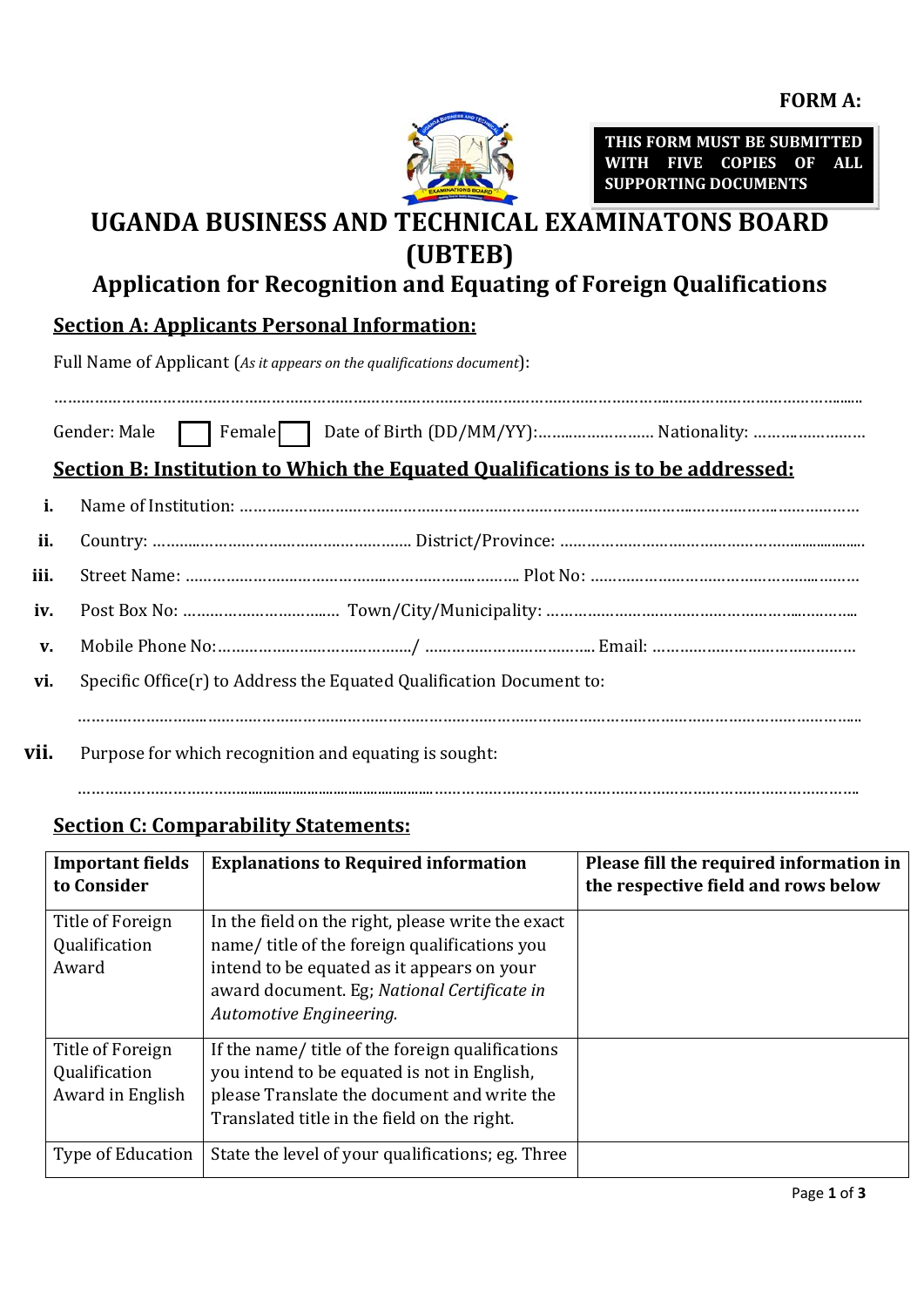**FORM A:**

**THIS FORM MUST BE SUBMITTED WITH FIVE COPIES OF ALL SUPPORTING DOCUMENTS**

# UGANDA BUSINESS AND TECHNICAL EXAMINATONS BOARD (UBTEB)

## Application for Recognition and Equating of Foreign Qualifications

### Section A: Applicants Personal Information:

Full Name of Applicant (*As it appears on the qualifications document*):

………………………………………………………………………………………………………………………………………………

Gender: Male ☐ Female ☐ Date of Birth (DD/MM/YY):……………………… Nationality: ……………………

### Section B: Institution to Which the Equated Qualifications is to be addressed:

i. Name of Institution: ……………………………………………………………………………………………………………

ii. Country: …………………………………………………… District/Province: …………………………………………………………

iii. Street Name: ……………………………………………………………… Plot No: ……………………………………………………

iv. Post Box No: …………………………… Town/City/Municipality: ……………………………………………………………

v. Mobile Phone No:……………………………………/ ……………………………… Email: ………………………………………

vi. Specific Office(r) to Address the Equated Qualification Document to:

………………………………………………………………………………………………………………………………………………

vii. Purpose for which recognition and equating is sought:

………………………………………………………………………………………………………………………………………………

### Section C: Comparability Statements:

| Important fields to Consider | Explanations to Required information | Please fill the required information in the respective field and rows below |
|---|---|---|
| Title of Foreign Qualification Award | In the field on the right, please write the exact name/ title of the foreign qualifications you intend to be equated as it appears on your award document. Eg; *National Certificate in Automotive Engineering.* | |
| Title of Foreign Qualification Award in English | If the name/ title of the foreign qualifications you intend to be equated is not in English, please Translate the document and write the Translated title in the field on the right. | |
| Type of Education | State the level of your qualifications; eg. Three | |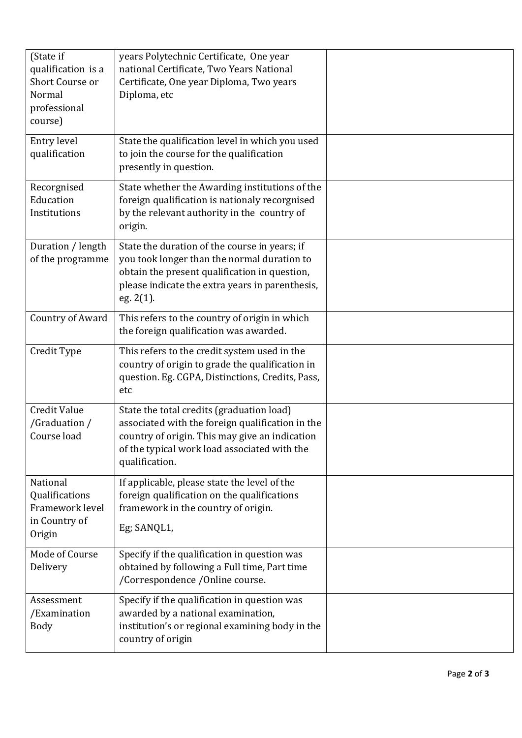| | | |
|---|---|---|
| (State if qualification is a Short Course or Normal professional course) | years Polytechnic Certificate, One year national Certificate, Two Years National Certificate, One year Diploma, Two years Diploma, etc | |
| Entry level qualification | State the qualification level in which you used to join the course for the qualification presently in question. | |
| Recorgnised Education Institutions | State whether the Awarding institutions of the foreign qualification is nationaly recorgnised by the relevant authority in the country of origin. | |
| Duration / length of the programme | State the duration of the course in years; if you took longer than the normal duration to obtain the present qualification in question, please indicate the extra years in parenthesis, eg. 2(1). | |
| Country of Award | This refers to the country of origin in which the foreign qualification was awarded. | |
| Credit Type | This refers to the credit system used in the country of origin to grade the qualification in question. Eg. CGPA, Distinctions, Credits, Pass, etc | |
| Credit Value /Graduation / Course load | State the total credits (graduation load) associated with the foreign qualification in the country of origin. This may give an indication of the typical work load associated with the qualification. | |
| National Qualifications Framework level in Country of Origin | If applicable, please state the level of the foreign qualification on the qualifications framework in the country of origin. Eg; SANQL1, | |
| Mode of Course Delivery | Specify if the qualification in question was obtained by following a Full time, Part time /Correspondence /Online course. | |
| Assessment /Examination Body | Specify if the qualification in question was awarded by a national examination, institution's or regional examining body in the country of origin | |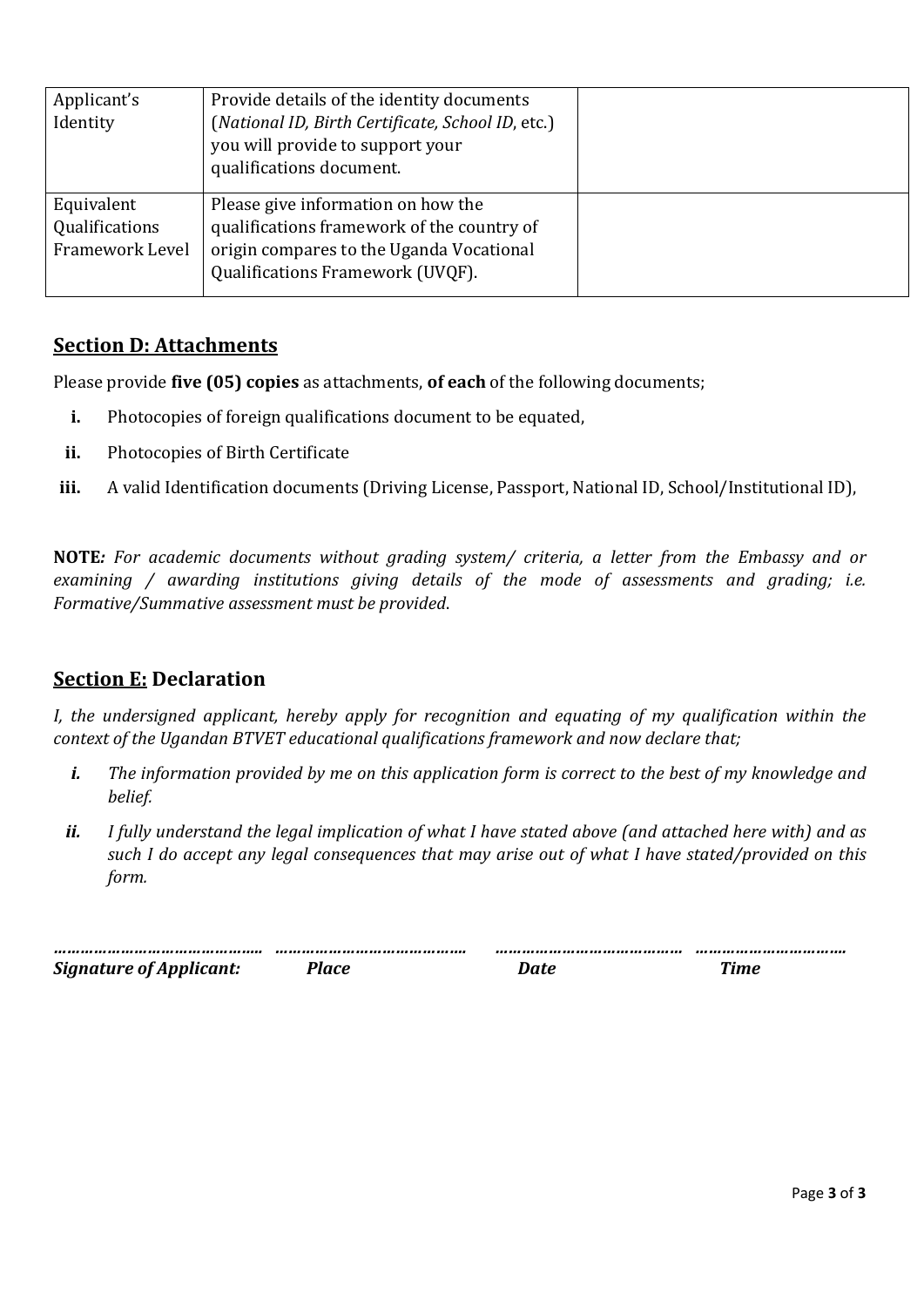| | | |
|---|---|---|
| Applicant's Identity | Provide details of the identity documents (*National ID, Birth Certificate, School ID*, etc.) you will provide to support your qualifications document. | |
| Equivalent Qualifications Framework Level | Please give information on how the qualifications framework of the country of origin compares to the Uganda Vocational Qualifications Framework (UVQF). | |

## Section D: Attachments

Please provide **five (05) copies** as attachments, **of each** of the following documents;

**i.** Photocopies of foreign qualifications document to be equated,

**ii.** Photocopies of Birth Certificate

**iii.** A valid Identification documents (Driving License, Passport, National ID, School/Institutional ID),

**NOTE***: For academic documents without grading system/ criteria, a letter from the Embassy and or examining / awarding institutions giving details of the mode of assessments and grading; i.e. Formative/Summative assessment must be provided.*

## Section E: Declaration

*I, the undersigned applicant, hereby apply for recognition and equating of my qualification within the context of the Ugandan BTVET educational qualifications framework and now declare that;*

***i.*** *The information provided by me on this application form is correct to the best of my knowledge and belief.*

***ii.*** *I fully understand the legal implication of what I have stated above (and attached here with) and as such I do accept any legal consequences that may arise out of what I have stated/provided on this form.*

……………………………………… ……………………………………… ……………………………………… ………………………………

***Signature of Applicant:*** ***Place*** ***Date*** ***Time***